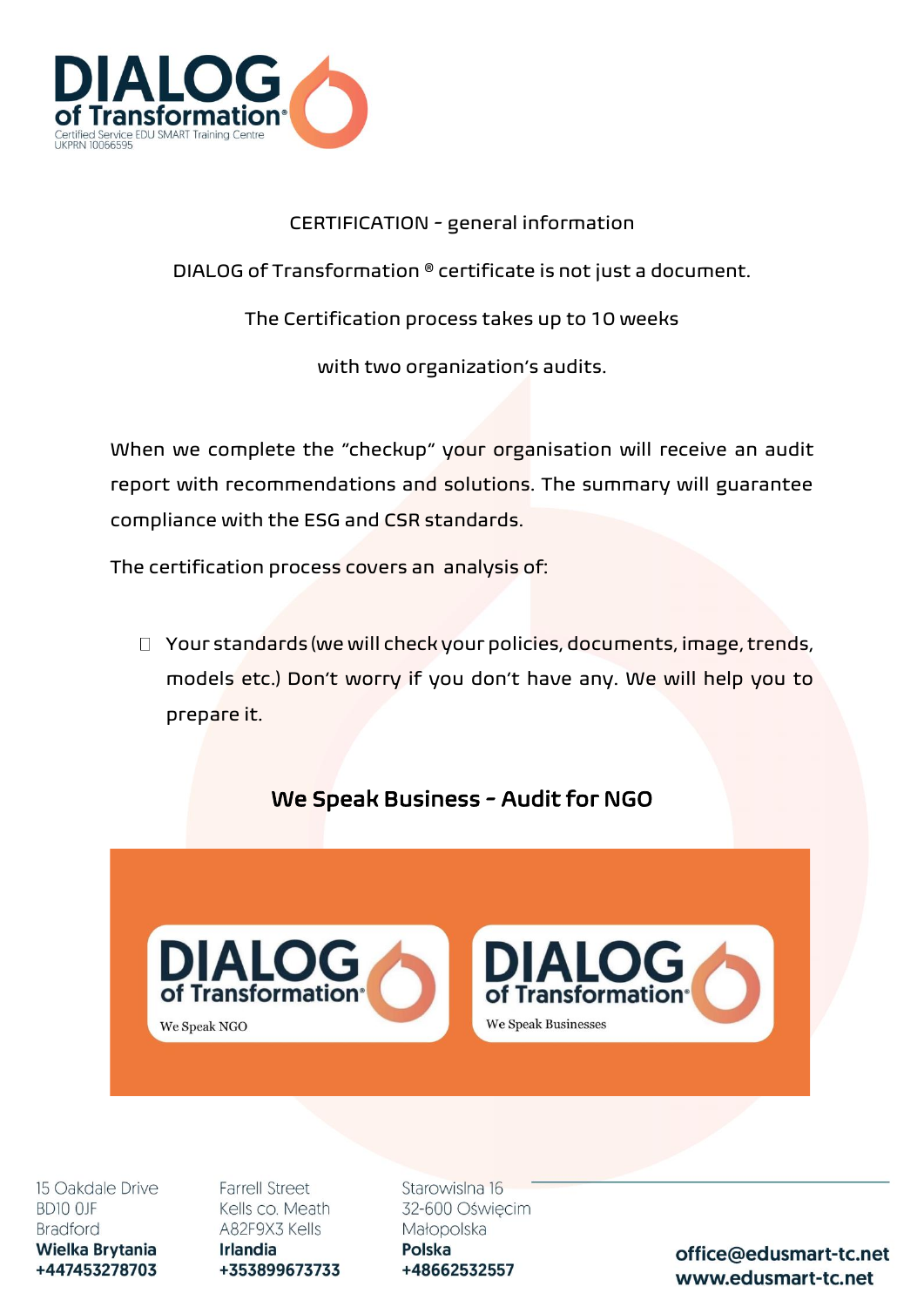CERTIFICATION - general information

DIALOG of Transformation ® certificate is not just a document.

The Certification process takes up to 10 weeks

with two organization's audits.

When we complete the "checkup" your organisation will receive an audit report with recommendations and solutions. The summary will guarantee compliance with the ESG and CSR standards.

The certification process covers an analysis of:

- Your standards (we will check your policies, documents, image, trends, models etc.) Don't worry if you don't have any. We will help you to prepare it.

## We Speak Business - Audit for NGO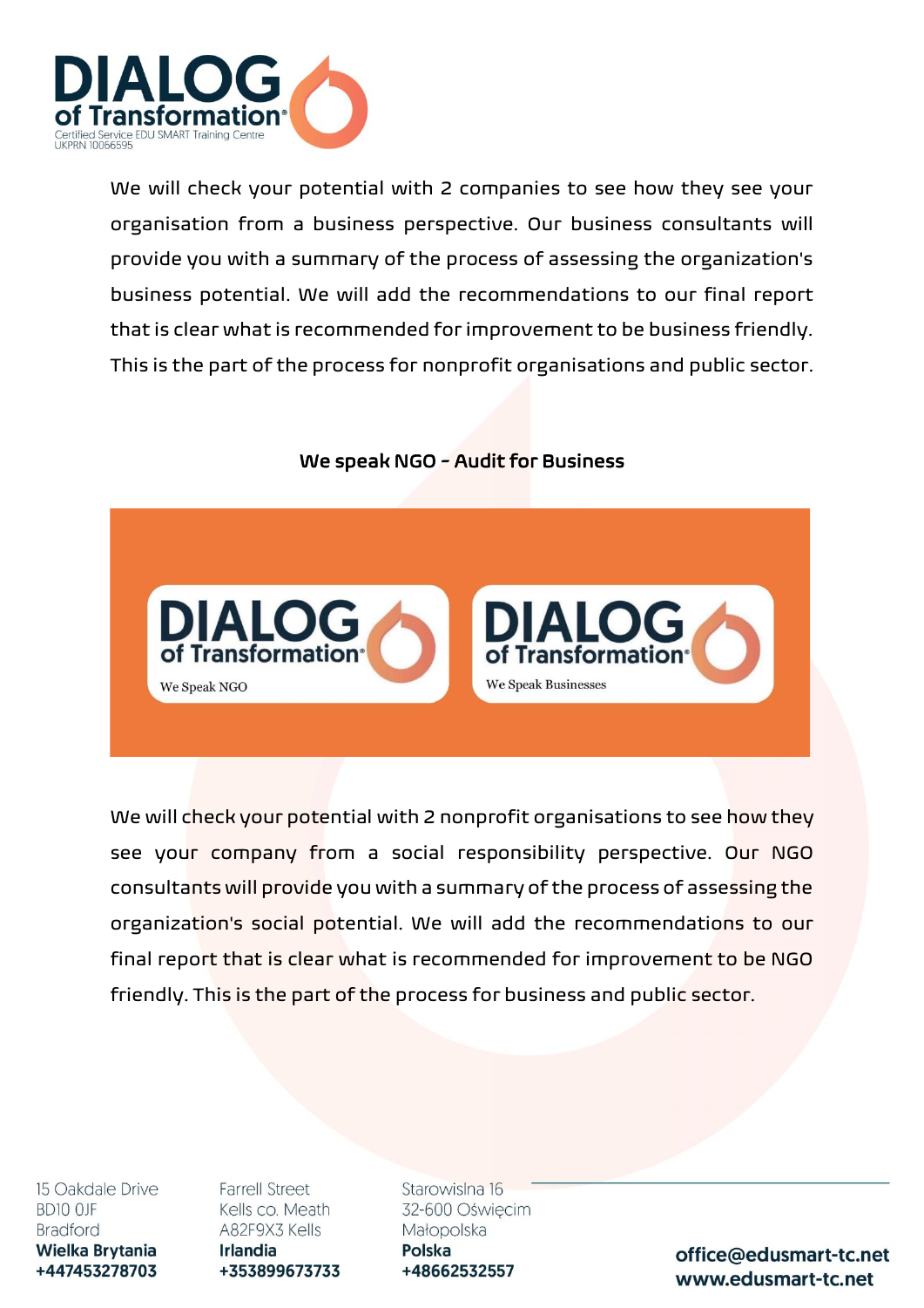We will check your potential with 2 companies to see how they see your organisation from a business perspective. Our business consultants will provide you with a summary of the process of assessing the organization's business potential. We will add the recommendations to our final report that is clear what is recommended for improvement to be business friendly. This is the part of the process for nonprofit organisations and public sector.

**We speak NGO - Audit for Business**

We will check your potential with 2 nonprofit organisations to see how they see your company from a social responsibility perspective. Our NGO consultants will provide you with a summary of the process of assessing the organization's social potential. We will add the recommendations to our final report that is clear what is recommended for improvement to be NGO friendly. This is the part of the process for business and public sector.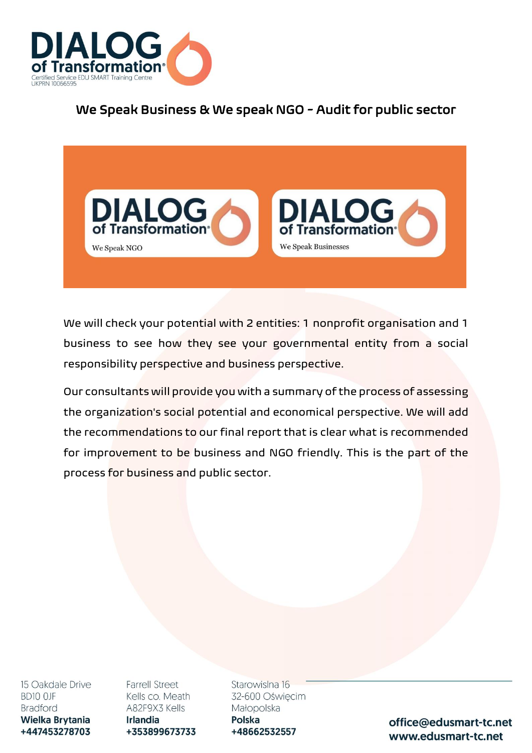## We Speak Business & We speak NGO - Audit for public sector

We will check your potential with 2 entities: 1 nonprofit organisation and 1 business to see how they see your governmental entity from a social responsibility perspective and business perspective.

Our consultants will provide you with a summary of the process of assessing the organization's social potential and economical perspective. We will add the recommendations to our final report that is clear what is recommended for improvement to be business and NGO friendly. This is the part of the process for business and public sector.